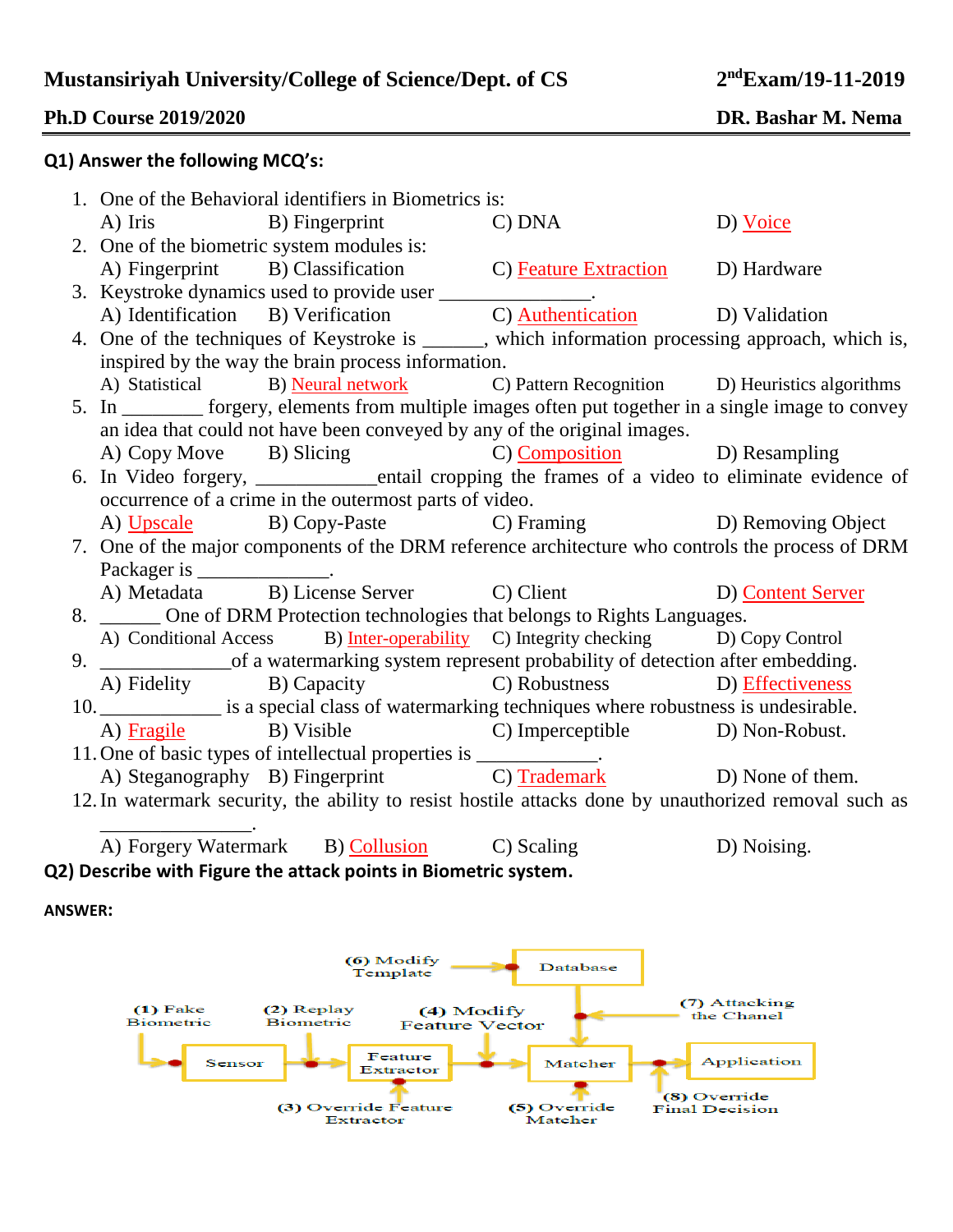**Mustansiriyah University/College of Science/Dept. of CS** **2nd Exam/19-11-2019**

**Ph.D Course 2019/2020** **DR. Bashar M. Nema**

**Q1) Answer the following MCQ's:**

1. One of the Behavioral identifiers in Biometrics is:
   A) Iris B) Fingerprint C) DNA D) Voice
2. One of the biometric system modules is:
   A) Fingerprint B) Classification C) Feature Extraction D) Hardware
3. Keystroke dynamics used to provide user _______________.
   A) Identification B) Verification C) Authentication D) Validation
4. One of the techniques of Keystroke is ______, which information processing approach, which is, inspired by the way the brain process information.
   A) Statistical B) Neural network C) Pattern Recognition D) Heuristics algorithms
5. In ________ forgery, elements from multiple images often put together in a single image to convey an idea that could not have been conveyed by any of the original images.
   A) Copy Move B) Slicing C) Composition D) Resampling
6. In Video forgery, ____________entail cropping the frames of a video to eliminate evidence of occurrence of a crime in the outermost parts of video.
   A) Upscale B) Copy-Paste C) Framing D) Removing Object
7. One of the major components of the DRM reference architecture who controls the process of DRM Packager is _____________.
   A) Metadata B) License Server C) Client D) Content Server
8. ______ One of DRM Protection technologies that belongs to Rights Languages.
   A) Conditional Access B) Inter-operability C) Integrity checking D) Copy Control
9. _____________of a watermarking system represent probability of detection after embedding.
   A) Fidelity B) Capacity C) Robustness D) Effectiveness
10. ____________ is a special class of watermarking techniques where robustness is undesirable.
    A) Fragile B) Visible C) Imperceptible D) Non-Robust.
11. One of basic types of intellectual properties is ____________.
    A) Steganography B) Fingerprint C) Trademark D) None of them.
12. In watermark security, the ability to resist hostile attacks done by unauthorized removal such as _______________.
    A) Forgery Watermark B) Collusion C) Scaling D) Noising.

**Q2) Describe with Figure the attack points in Biometric system.**

**ANSWER:**

(6) Modify Template → Database

(1) Fake Biometric → Sensor → (2) Replay Biometric → Feature Extractor → (4) Modify Feature Vector → Matcher → (8) Override Final Decision → Application

(3) Override Feature Extractor

(5) Override Matcher

(7) Attacking the Chanel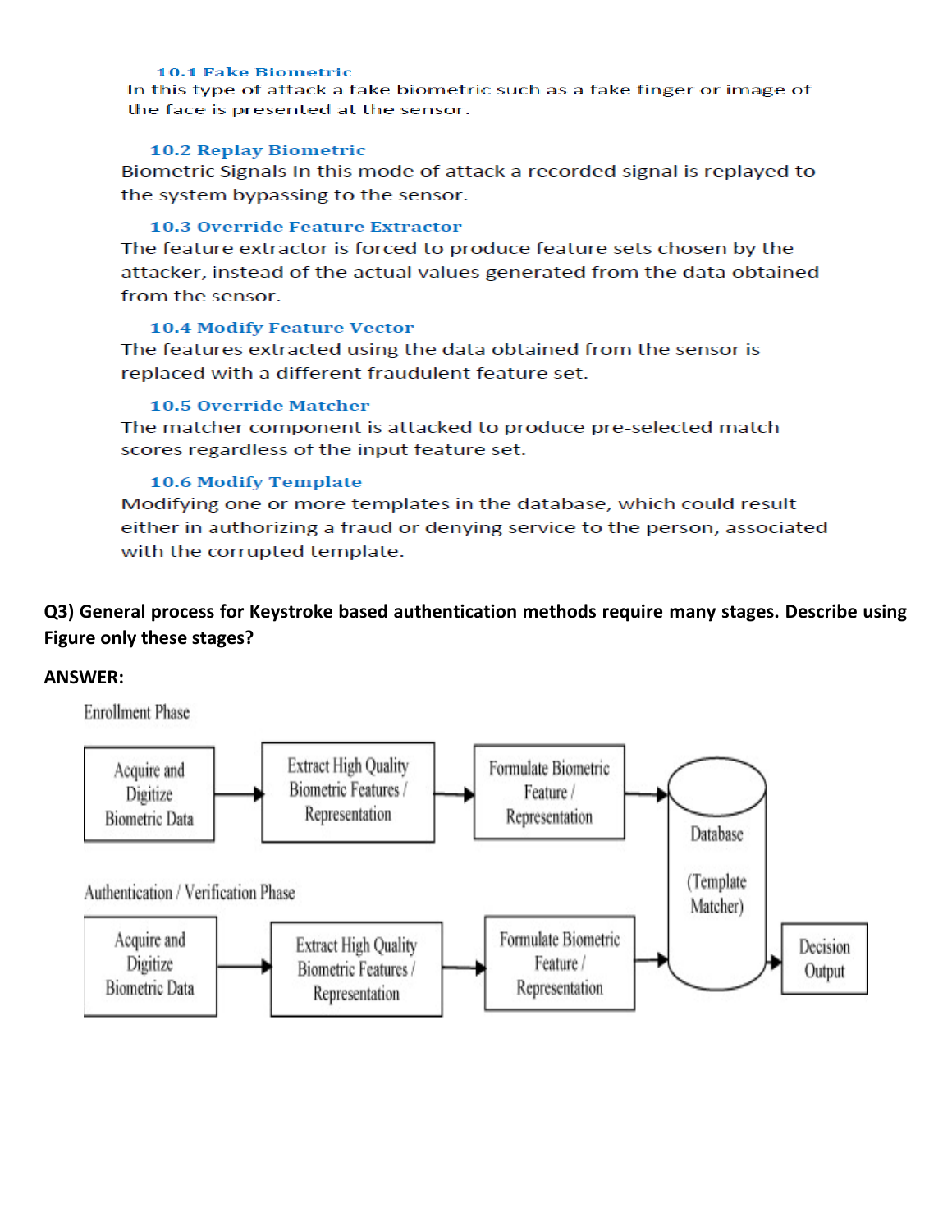### 10.1 Fake Biometric

In this type of attack a fake biometric such as a fake finger or image of the face is presented at the sensor.

### 10.2 Replay Biometric

Biometric Signals In this mode of attack a recorded signal is replayed to the system bypassing to the sensor.

### 10.3 Override Feature Extractor

The feature extractor is forced to produce feature sets chosen by the attacker, instead of the actual values generated from the data obtained from the sensor.

### 10.4 Modify Feature Vector

The features extracted using the data obtained from the sensor is replaced with a different fraudulent feature set.

### 10.5 Override Matcher

The matcher component is attacked to produce pre-selected match scores regardless of the input feature set.

### 10.6 Modify Template

Modifying one or more templates in the database, which could result either in authorizing a fraud or denying service to the person, associated with the corrupted template.

**Q3) General process for Keystroke based authentication methods require many stages. Describe using Figure only these stages?**

**ANSWER:**

Enrollment Phase

Acquire and Digitize Biometric Data → Extract High Quality Biometric Features / Representation → Formulate Biometric Feature / Representation → Database (Template Matcher)

Authentication / Verification Phase

Acquire and Digitize Biometric Data → Extract High Quality Biometric Features / Representation → Formulate Biometric Feature / Representation → Database (Template Matcher) → Decision Output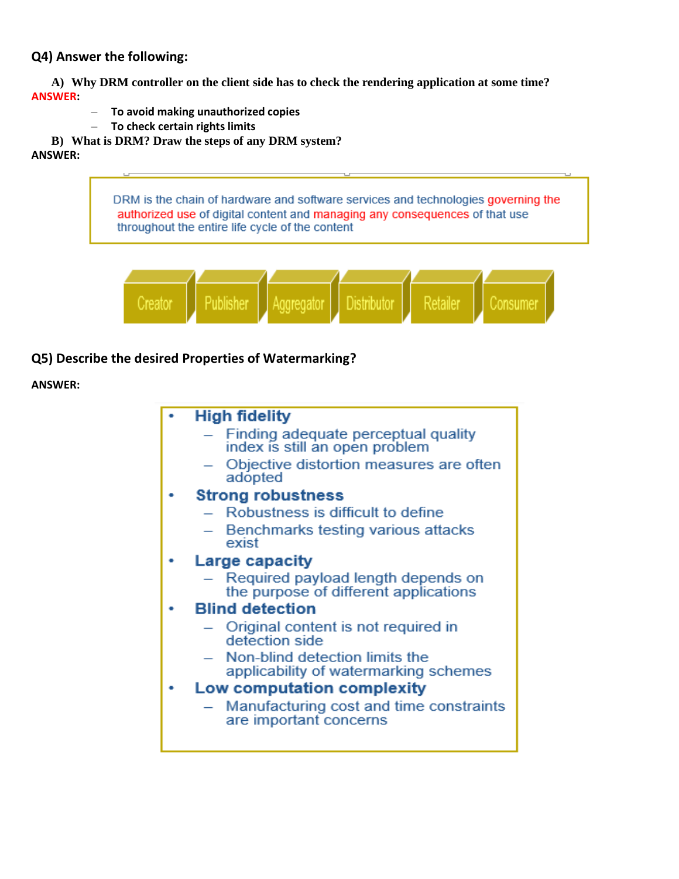## Q4) Answer the following:

**A) Why DRM controller on the client side has to check the rendering application at some time?**

**ANSWER:**

- **To avoid making unauthorized copies**
- **To check certain rights limits**

**B) What is DRM? Draw the steps of any DRM system?**

**ANSWER:**

DRM is the chain of hardware and software services and technologies governing the authorized use of digital content and managing any consequences of that use throughout the entire life cycle of the content

Creator → Publisher → Aggregator → Distributor → Retailer → Consumer

## Q5) Describe the desired Properties of Watermarking?

**ANSWER:**

- **High fidelity**
  - Finding adequate perceptual quality index is still an open problem
  - Objective distortion measures are often adopted
- **Strong robustness**
  - Robustness is difficult to define
  - Benchmarks testing various attacks exist
- **Large capacity**
  - Required payload length depends on the purpose of different applications
- **Blind detection**
  - Original content is not required in detection side
  - Non-blind detection limits the applicability of watermarking schemes
- **Low computation complexity**
  - Manufacturing cost and time constraints are important concerns